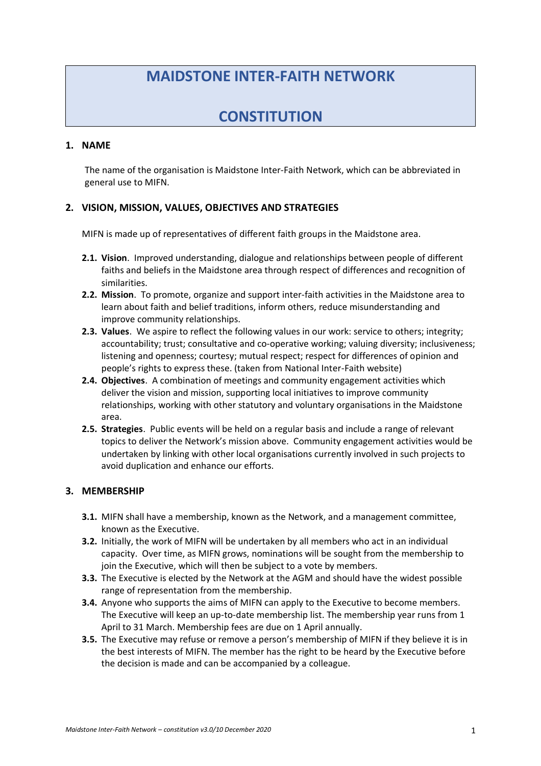# MAIDSTONE INTER-FAITH NETWORK

# CONSTITUTION

## 1. NAME

The name of the organisation is Maidstone Inter-Faith Network, which can be abbreviated in general use to MIFN.

## 2. VISION, MISSION, VALUES, OBJECTIVES AND STRATEGIES

MIFN is made up of representatives of different faith groups in the Maidstone area.

**2.1. Vision**. Improved understanding, dialogue and relationships between people of different faiths and beliefs in the Maidstone area through respect of differences and recognition of similarities.

**2.2. Mission**. To promote, organize and support inter-faith activities in the Maidstone area to learn about faith and belief traditions, inform others, reduce misunderstanding and improve community relationships.

**2.3. Values**. We aspire to reflect the following values in our work: service to others; integrity; accountability; trust; consultative and co-operative working; valuing diversity; inclusiveness; listening and openness; courtesy; mutual respect; respect for differences of opinion and people's rights to express these. (taken from National Inter-Faith website)

**2.4. Objectives**. A combination of meetings and community engagement activities which deliver the vision and mission, supporting local initiatives to improve community relationships, working with other statutory and voluntary organisations in the Maidstone area.

**2.5. Strategies**. Public events will be held on a regular basis and include a range of relevant topics to deliver the Network's mission above. Community engagement activities would be undertaken by linking with other local organisations currently involved in such projects to avoid duplication and enhance our efforts.

## 3. MEMBERSHIP

**3.1.** MIFN shall have a membership, known as the Network, and a management committee, known as the Executive.

**3.2.** Initially, the work of MIFN will be undertaken by all members who act in an individual capacity. Over time, as MIFN grows, nominations will be sought from the membership to join the Executive, which will then be subject to a vote by members.

**3.3.** The Executive is elected by the Network at the AGM and should have the widest possible range of representation from the membership.

**3.4.** Anyone who supports the aims of MIFN can apply to the Executive to become members. The Executive will keep an up-to-date membership list. The membership year runs from 1 April to 31 March. Membership fees are due on 1 April annually.

**3.5.** The Executive may refuse or remove a person's membership of MIFN if they believe it is in the best interests of MIFN. The member has the right to be heard by the Executive before the decision is made and can be accompanied by a colleague.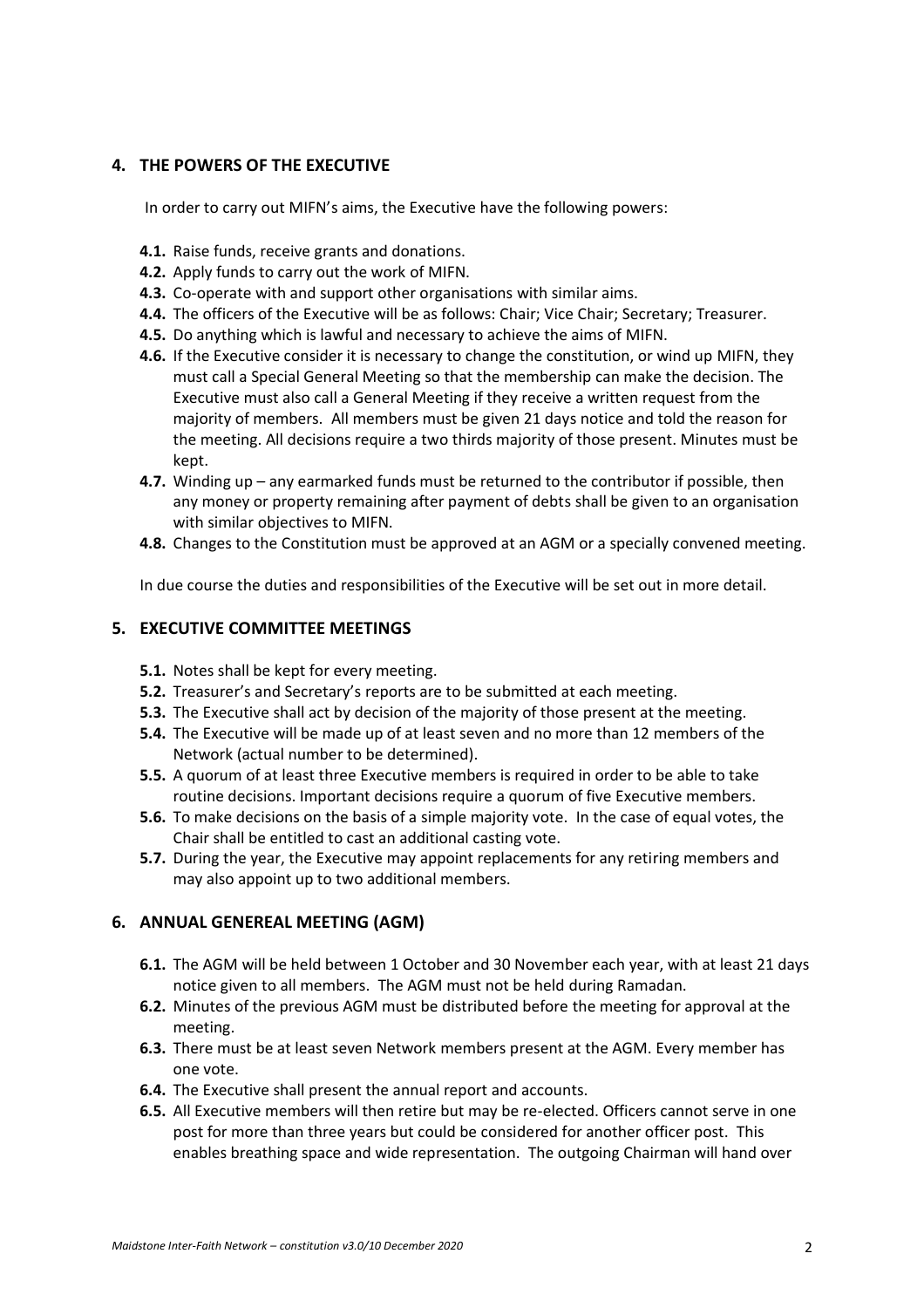## 4. THE POWERS OF THE EXECUTIVE

In order to carry out MIFN's aims, the Executive have the following powers:

- **4.1.** Raise funds, receive grants and donations.
- **4.2.** Apply funds to carry out the work of MIFN.
- **4.3.** Co-operate with and support other organisations with similar aims.
- **4.4.** The officers of the Executive will be as follows: Chair; Vice Chair; Secretary; Treasurer.
- **4.5.** Do anything which is lawful and necessary to achieve the aims of MIFN.
- **4.6.** If the Executive consider it is necessary to change the constitution, or wind up MIFN, they must call a Special General Meeting so that the membership can make the decision. The Executive must also call a General Meeting if they receive a written request from the majority of members. All members must be given 21 days notice and told the reason for the meeting. All decisions require a two thirds majority of those present. Minutes must be kept.
- **4.7.** Winding up – any earmarked funds must be returned to the contributor if possible, then any money or property remaining after payment of debts shall be given to an organisation with similar objectives to MIFN.
- **4.8.** Changes to the Constitution must be approved at an AGM or a specially convened meeting.

In due course the duties and responsibilities of the Executive will be set out in more detail.

## 5. EXECUTIVE COMMITTEE MEETINGS

- **5.1.** Notes shall be kept for every meeting.
- **5.2.** Treasurer's and Secretary's reports are to be submitted at each meeting.
- **5.3.** The Executive shall act by decision of the majority of those present at the meeting.
- **5.4.** The Executive will be made up of at least seven and no more than 12 members of the Network (actual number to be determined).
- **5.5.** A quorum of at least three Executive members is required in order to be able to take routine decisions. Important decisions require a quorum of five Executive members.
- **5.6.** To make decisions on the basis of a simple majority vote. In the case of equal votes, the Chair shall be entitled to cast an additional casting vote.
- **5.7.** During the year, the Executive may appoint replacements for any retiring members and may also appoint up to two additional members.

## 6. ANNUAL GENEREAL MEETING (AGM)

- **6.1.** The AGM will be held between 1 October and 30 November each year, with at least 21 days notice given to all members. The AGM must not be held during Ramadan.
- **6.2.** Minutes of the previous AGM must be distributed before the meeting for approval at the meeting.
- **6.3.** There must be at least seven Network members present at the AGM. Every member has one vote.
- **6.4.** The Executive shall present the annual report and accounts.
- **6.5.** All Executive members will then retire but may be re-elected. Officers cannot serve in one post for more than three years but could be considered for another officer post. This enables breathing space and wide representation. The outgoing Chairman will hand over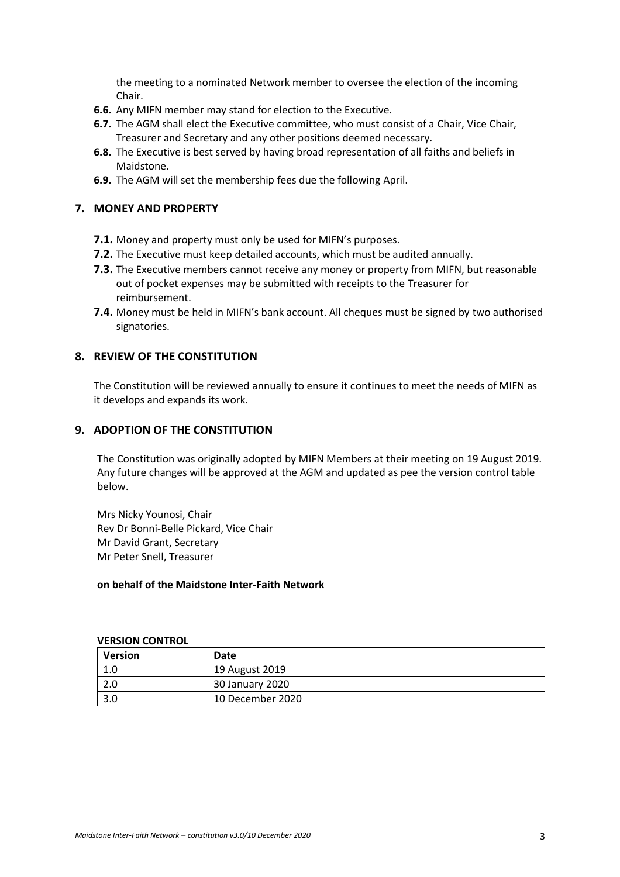the meeting to a nominated Network member to oversee the election of the incoming Chair.

**6.6.** Any MIFN member may stand for election to the Executive.

**6.7.** The AGM shall elect the Executive committee, who must consist of a Chair, Vice Chair, Treasurer and Secretary and any other positions deemed necessary.

**6.8.** The Executive is best served by having broad representation of all faiths and beliefs in Maidstone.

**6.9.** The AGM will set the membership fees due the following April.

## 7. MONEY AND PROPERTY

**7.1.** Money and property must only be used for MIFN's purposes.

**7.2.** The Executive must keep detailed accounts, which must be audited annually.

**7.3.** The Executive members cannot receive any money or property from MIFN, but reasonable out of pocket expenses may be submitted with receipts to the Treasurer for reimbursement.

**7.4.** Money must be held in MIFN's bank account. All cheques must be signed by two authorised signatories.

## 8. REVIEW OF THE CONSTITUTION

The Constitution will be reviewed annually to ensure it continues to meet the needs of MIFN as it develops and expands its work.

## 9. ADOPTION OF THE CONSTITUTION

The Constitution was originally adopted by MIFN Members at their meeting on 19 August 2019. Any future changes will be approved at the AGM and updated as pee the version control table below.

Mrs Nicky Younosi, Chair
Rev Dr Bonni-Belle Pickard, Vice Chair
Mr David Grant, Secretary
Mr Peter Snell, Treasurer

**on behalf of the Maidstone Inter-Faith Network**

**VERSION CONTROL**

| Version | Date |
|---|---|
| 1.0 | 19 August 2019 |
| 2.0 | 30 January 2020 |
| 3.0 | 10 December 2020 |